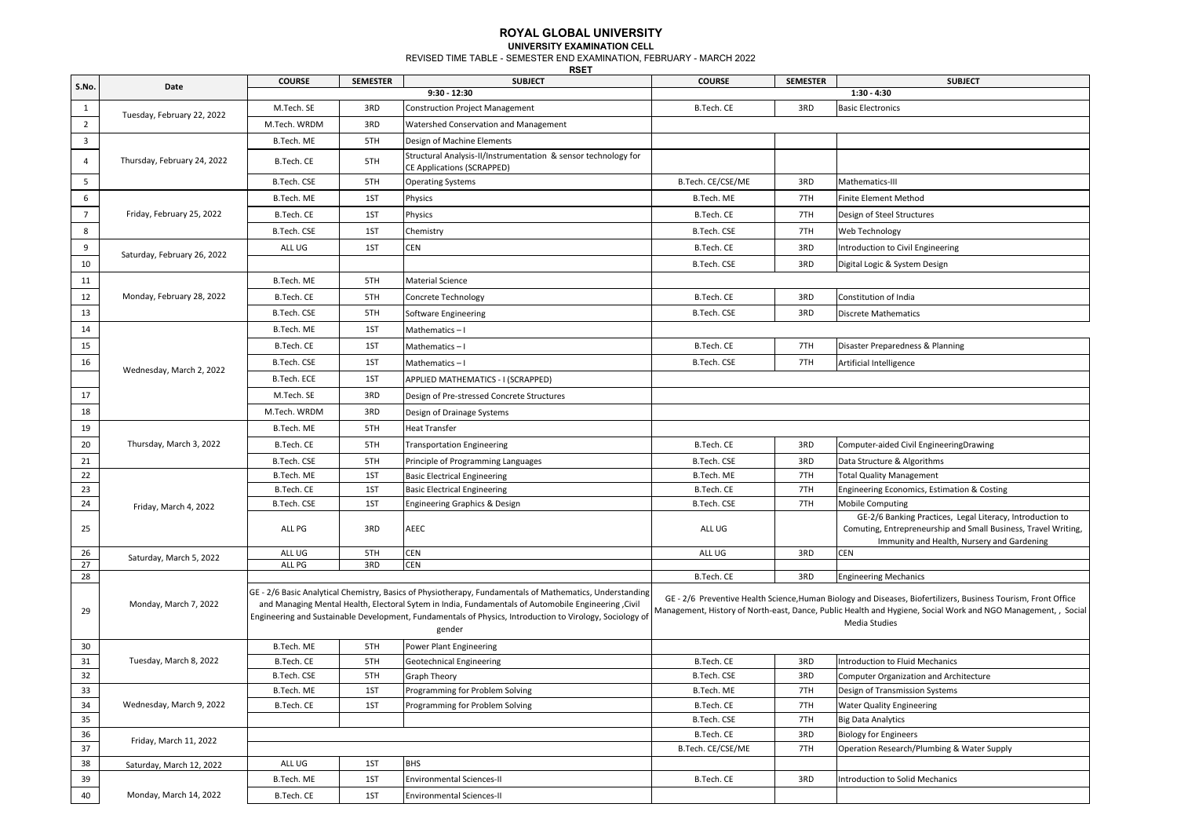# ROYAL GLOBAL UNIVERSITY

## UNIVERSITY EXAMINATION CELL

REVISED TIME TABLE - SEMESTER END EXAMINATION, FEBRUARY - MARCH 2022

**RSET**

| S.No. | Date | COURSE | SEMESTER | SUBJECT | COURSE | SEMESTER | SUBJECT |
|---|---|---|---|---|---|---|---|
| | | 9:30 - 12:30 | | | 1:30 - 4:30 | | |
| 1 | Tuesday, February 22, 2022 | M.Tech. SE | 3RD | Construction Project Management | B.Tech. CE | 3RD | Basic Electronics |
| 2 | | M.Tech. WRDM | 3RD | Watershed Conservation and Management | | | |
| 3 | Thursday, February 24, 2022 | B.Tech. ME | 5TH | Design of Machine Elements | | | |
| 4 | | B.Tech. CE | 5TH | Structural Analysis-II/Instrumentation & sensor technology for CE Applications (SCRAPPED) | | | |
| 5 | | B.Tech. CSE | 5TH | Operating Systems | B.Tech. CE/CSE/ME | 3RD | Mathematics-III |
| 6 | Friday, February 25, 2022 | B.Tech. ME | 1ST | Physics | B.Tech. ME | 7TH | Finite Element Method |
| 7 | | B.Tech. CE | 1ST | Physics | B.Tech. CE | 7TH | Design of Steel Structures |
| 8 | | B.Tech. CSE | 1ST | Chemistry | B.Tech. CSE | 7TH | Web Technology |
| 9 | Saturday, February 26, 2022 | ALL UG | 1ST | CEN | B.Tech. CE | 3RD | Introduction to Civil Engineering |
| 10 | | | | | B.Tech. CSE | 3RD | Digital Logic & System Design |
| 11 | Monday, February 28, 2022 | B.Tech. ME | 5TH | Material Science | | | |
| 12 | | B.Tech. CE | 5TH | Concrete Technology | B.Tech. CE | 3RD | Constitution of India |
| 13 | | B.Tech. CSE | 5TH | Software Engineering | B.Tech. CSE | 3RD | Discrete Mathematics |
| 14 | Wednesday, March 2, 2022 | B.Tech. ME | 1ST | Mathematics – I | | | |
| 15 | | B.Tech. CE | 1ST | Mathematics – I | B.Tech. CE | 7TH | Disaster Preparedness & Planning |
| 16 | | B.Tech. CSE | 1ST | Mathematics – I | B.Tech. CSE | 7TH | Artificial Intelligence |
| | | B.Tech. ECE | 1ST | APPLIED MATHEMATICS - I (SCRAPPED) | | | |
| 17 | | M.Tech. SE | 3RD | Design of Pre-stressed Concrete Structures | | | |
| 18 | | M.Tech. WRDM | 3RD | Design of Drainage Systems | | | |
| 19 | Thursday, March 3, 2022 | B.Tech. ME | 5TH | Heat Transfer | | | |
| 20 | | B.Tech. CE | 5TH | Transportation Engineering | B.Tech. CE | 3RD | Computer-aided Civil EngineeringDrawing |
| 21 | | B.Tech. CSE | 5TH | Principle of Programming Languages | B.Tech. CSE | 3RD | Data Structure & Algorithms |
| 22 | Friday, March 4, 2022 | B.Tech. ME | 1ST | Basic Electrical Engineering | B.Tech. ME | 7TH | Total Quality Management |
| 23 | | B.Tech. CE | 1ST | Basic Electrical Engineering | B.Tech. CE | 7TH | Engineering Economics, Estimation & Costing |
| 24 | | B.Tech. CSE | 1ST | Engineering Graphics & Design | B.Tech. CSE | 7TH | Mobile Computing |
| 25 | | ALL PG | 3RD | AEEC | ALL UG | | GE-2/6 Banking Practices, Legal Literacy, Introduction to Comuting, Entrepreneurship and Small Business, Travel Writing, Immunity and Health, Nursery and Gardening |
| 26 | Saturday, March 5, 2022 | ALL UG | 5TH | CEN | ALL UG | 3RD | CEN |
| 27 | | ALL PG | 3RD | CEN | | | |
| 28 | Monday, March 7, 2022 | | | | B.Tech. CE | 3RD | Engineering Mechanics |
| 29 | | GE - 2/6 Basic Analytical Chemistry, Basics of Physiotherapy, Fundamentals of Mathematics, Understanding and Managing Mental Health, Electoral Sytem in India, Fundamentals of Automobile Engineering ,Civil Engineering and Sustainable Development, Fundamentals of Physics, Introduction to Virology, Sociology of gender | | | GE - 2/6 Preventive Health Science,Human Biology and Diseases, Biofertilizers, Business Tourism, Front Office Management, History of North-east, Dance, Public Health and Hygiene, Social Work and NGO Management, , Social Media Studies | | |
| 30 | Tuesday, March 8, 2022 | B.Tech. ME | 5TH | Power Plant Engineering | | | |
| 31 | | B.Tech. CE | 5TH | Geotechnical Engineering | B.Tech. CE | 3RD | Introduction to Fluid Mechanics |
| 32 | | B.Tech. CSE | 5TH | Graph Theory | B.Tech. CSE | 3RD | Computer Organization and Architecture |
| 33 | Wednesday, March 9, 2022 | B.Tech. ME | 1ST | Programming for Problem Solving | B.Tech. ME | 7TH | Design of Transmission Systems |
| 34 | | B.Tech. CE | 1ST | Programming for Problem Solving | B.Tech. CE | 7TH | Water Quality Engineering |
| 35 | | | | | B.Tech. CSE | 7TH | Big Data Analytics |
| 36 | Friday, March 11, 2022 | | | | B.Tech. CE | 3RD | Biology for Engineers |
| 37 | | | | | B.Tech. CE/CSE/ME | 7TH | Operation Research/Plumbing & Water Supply |
| 38 | Saturday, March 12, 2022 | ALL UG | 1ST | BHS | | | |
| 39 | Monday, March 14, 2022 | B.Tech. ME | 1ST | Environmental Sciences-II | B.Tech. CE | 3RD | Introduction to Solid Mechanics |
| 40 | | B.Tech. CE | 1ST | Environmental Sciences-II | | | |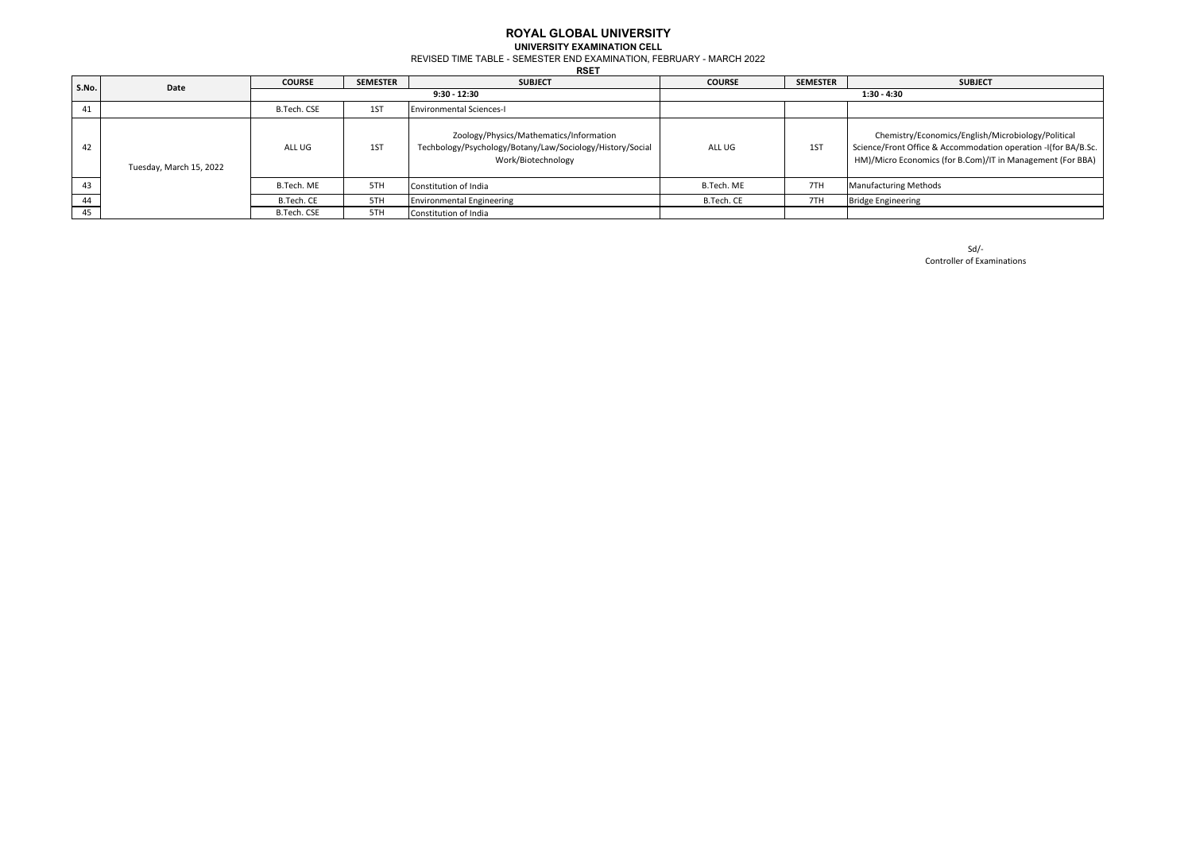# ROYAL GLOBAL UNIVERSITY

**UNIVERSITY EXAMINATION CELL**

REVISED TIME TABLE - SEMESTER END EXAMINATION, FEBRUARY - MARCH 2022

**RSET**

| S.No. | Date | COURSE | SEMESTER | SUBJECT | COURSE | SEMESTER | SUBJECT |
|---|---|---|---|---|---|---|---|
| | | 9:30 - 12:30 | | | 1:30 - 4:30 | | |
| 41 | Tuesday, March 15, 2022 | B.Tech. CSE | 1ST | Environmental Sciences-I | | | |
| 42 | | ALL UG | 1ST | Zoology/Physics/Mathematics/Information Techbology/Psychology/Botany/Law/Sociology/History/Social Work/Biotechnology | ALL UG | 1ST | Chemistry/Economics/English/Microbiology/Political Science/Front Office & Accommodation operation -I(for BA/B.Sc. HM)/Micro Economics (for B.Com)/IT in Management (For BBA) |
| 43 | | B.Tech. ME | 5TH | Constitution of India | B.Tech. ME | 7TH | Manufacturing Methods |
| 44 | | B.Tech. CE | 5TH | Environmental Engineering | B.Tech. CE | 7TH | Bridge Engineering |
| 45 | | B.Tech. CSE | 5TH | Constitution of India | | | |

Sd/-
Controller of Examinations